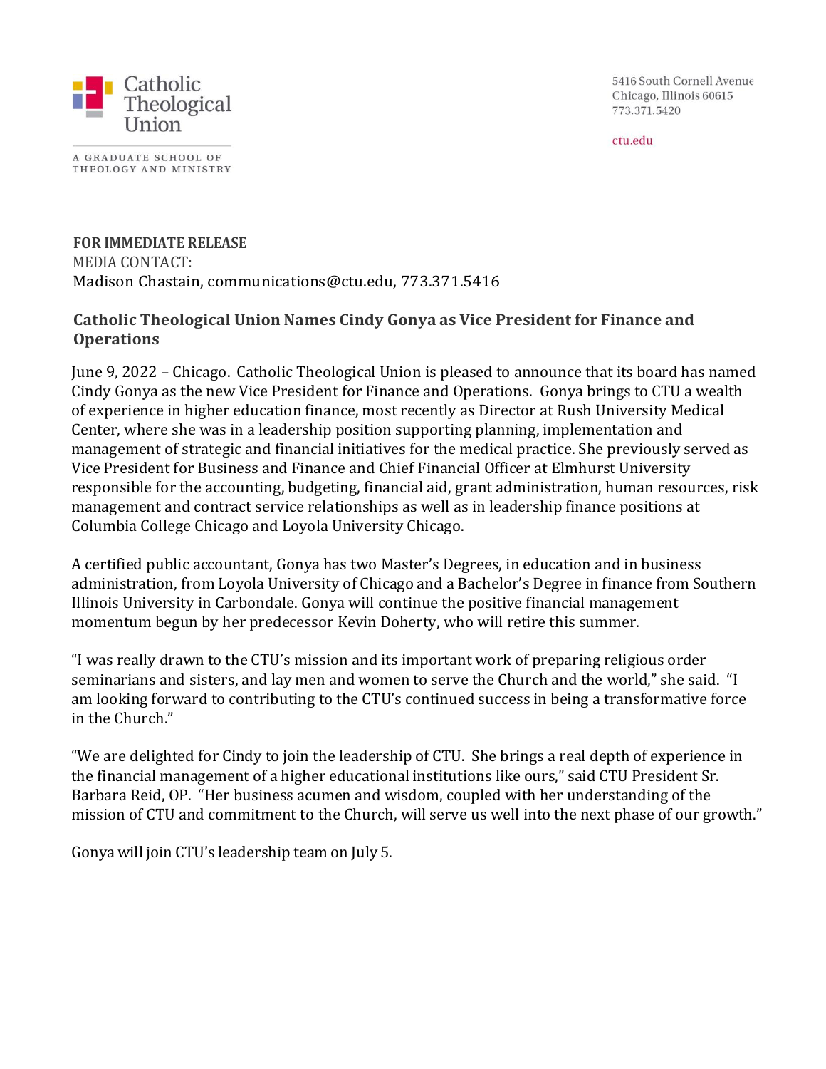Catholic Theological Union

A GRADUATE SCHOOL OF THEOLOGY AND MINISTRY

5416 South Cornell Avenue
Chicago, Illinois 60615
773.371.5420

ctu.edu

**FOR IMMEDIATE RELEASE**
MEDIA CONTACT:
Madison Chastain, communications@ctu.edu, 773.371.5416

**Catholic Theological Union Names Cindy Gonya as Vice President for Finance and Operations**

June 9, 2022 – Chicago. Catholic Theological Union is pleased to announce that its board has named Cindy Gonya as the new Vice President for Finance and Operations. Gonya brings to CTU a wealth of experience in higher education finance, most recently as Director at Rush University Medical Center, where she was in a leadership position supporting planning, implementation and management of strategic and financial initiatives for the medical practice. She previously served as Vice President for Business and Finance and Chief Financial Officer at Elmhurst University responsible for the accounting, budgeting, financial aid, grant administration, human resources, risk management and contract service relationships as well as in leadership finance positions at Columbia College Chicago and Loyola University Chicago.

A certified public accountant, Gonya has two Master's Degrees, in education and in business administration, from Loyola University of Chicago and a Bachelor's Degree in finance from Southern Illinois University in Carbondale. Gonya will continue the positive financial management momentum begun by her predecessor Kevin Doherty, who will retire this summer.

"I was really drawn to the CTU's mission and its important work of preparing religious order seminarians and sisters, and lay men and women to serve the Church and the world," she said. "I am looking forward to contributing to the CTU's continued success in being a transformative force in the Church."

"We are delighted for Cindy to join the leadership of CTU. She brings a real depth of experience in the financial management of a higher educational institutions like ours," said CTU President Sr. Barbara Reid, OP. "Her business acumen and wisdom, coupled with her understanding of the mission of CTU and commitment to the Church, will serve us well into the next phase of our growth."

Gonya will join CTU's leadership team on July 5.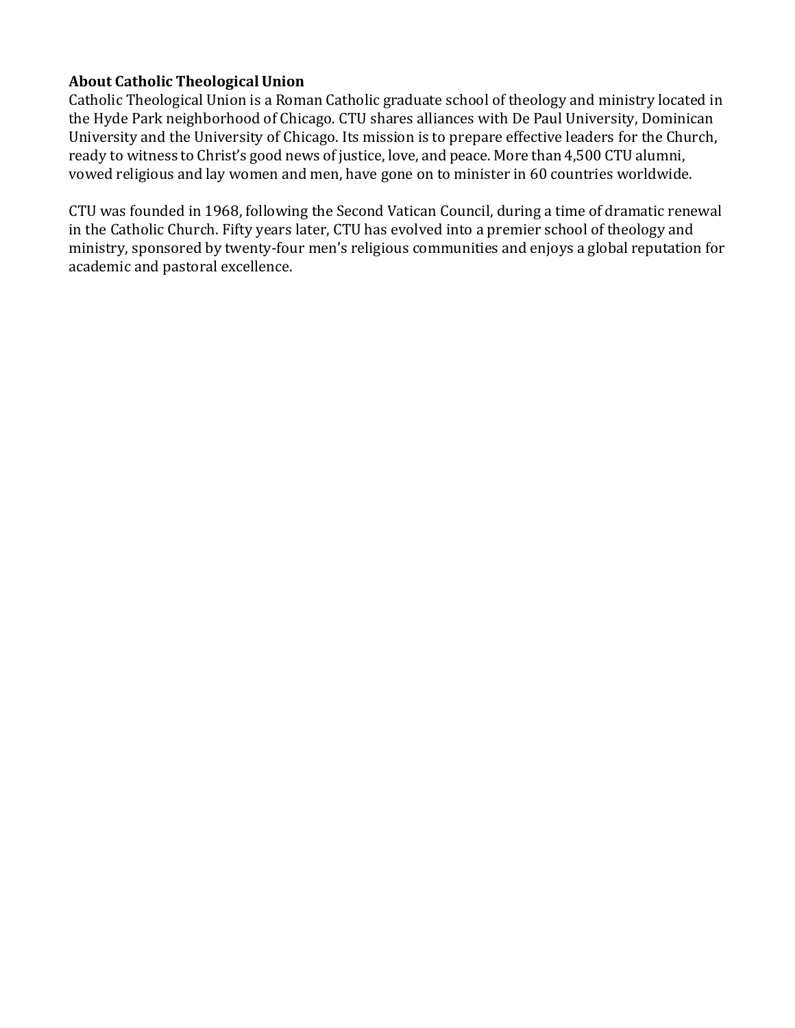**About Catholic Theological Union**

Catholic Theological Union is a Roman Catholic graduate school of theology and ministry located in the Hyde Park neighborhood of Chicago. CTU shares alliances with De Paul University, Dominican University and the University of Chicago. Its mission is to prepare effective leaders for the Church, ready to witness to Christ's good news of justice, love, and peace. More than 4,500 CTU alumni, vowed religious and lay women and men, have gone on to minister in 60 countries worldwide.

CTU was founded in 1968, following the Second Vatican Council, during a time of dramatic renewal in the Catholic Church. Fifty years later, CTU has evolved into a premier school of theology and ministry, sponsored by twenty-four men's religious communities and enjoys a global reputation for academic and pastoral excellence.